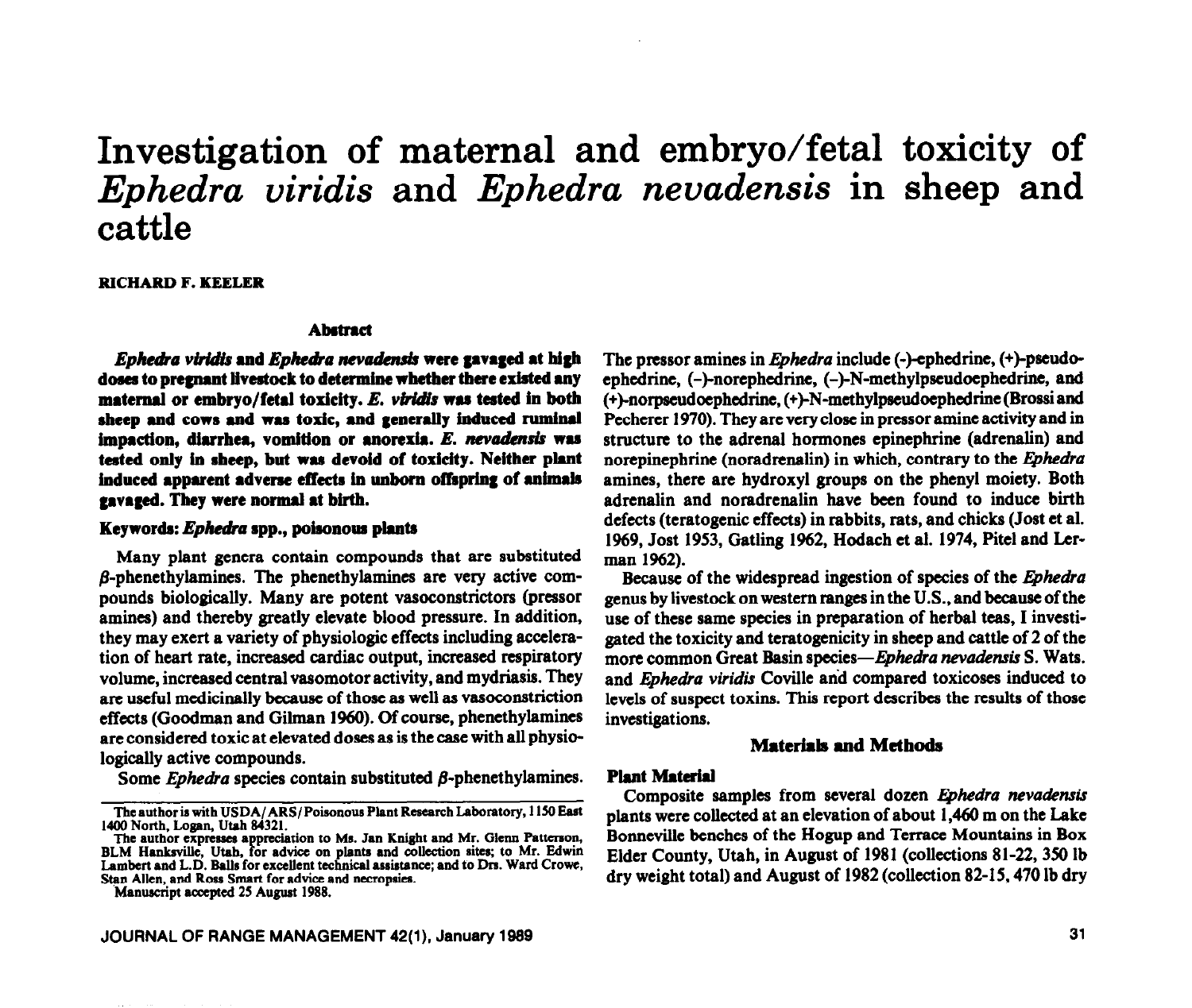# Investigation of maternal and embryo/fetal toxicity of *Ephedra viridis* and *Ephedra nevadensis* in sheep and cattle

**RICHARD F. KEELER**

## Abstract

***Ephedra viridis* and *Ephedra nevadensis* were gavaged at high doses to pregnant livestock to determine whether there existed any maternal or embryo/fetal toxicity. *E. viridis* was tested in both sheep and cows and was toxic, and generally induced ruminal impaction, diarrhea, vomition or anorexia. *E. nevadensis* was tested only in sheep, but was devoid of toxicity. Neither plant induced apparent adverse effects in unborn offspring of animals gavaged. They were normal at birth.**

**Keywords: *Ephedra* spp., poisonous plants**

Many plant genera contain compounds that are substituted $\beta$-phenethylamines. The phenethylamines are very active compounds biologically. Many are potent vasoconstrictors (pressor amines) and thereby greatly elevate blood pressure. In addition, they may exert a variety of physiologic effects including acceleration of heart rate, increased cardiac output, increased respiratory volume, increased central vasomotor activity, and mydriasis. They are useful medicinally because of those as well as vasoconstriction effects (Goodman and Gilman 1960). Of course, phenethylamines are considered toxic at elevated doses as is the case with all physiologically active compounds.

Some *Ephedra* species contain substituted $\beta$-phenethylamines. The pressor amines in *Ephedra* include (-)-ephedrine, (+)-pseudoephedrine, (-)-norephedrine, (-)-N-methylpseudoephedrine, and (+)-norpseudoephedrine, (+)-N-methylpseudoephedrine (Brossi and Pecherer 1970). They are very close in pressor amine activity and in structure to the adrenal hormones epinephrine (adrenalin) and norepinephrine (noradrenalin) in which, contrary to the *Ephedra* amines, there are hydroxyl groups on the phenyl moiety. Both adrenalin and noradrenalin have been found to induce birth defects (teratogenic effects) in rabbits, rats, and chicks (Jost et al. 1969, Jost 1953, Gatling 1962, Hodach et al. 1974, Pitel and Lerman 1962).

Because of the widespread ingestion of species of the *Ephedra* genus by livestock on western ranges in the U.S., and because of the use of these same species in preparation of herbal teas, I investigated the toxicity and teratogenicity in sheep and cattle of 2 of the more common Great Basin species—*Ephedra nevadensis* S. Wats. and *Ephedra viridis* Coville and compared toxicoses induced to levels of suspect toxins. This report describes the results of those investigations.

The author is with USDA/ARS/Poisonous Plant Research Laboratory, 1150 East 1400 North, Logan, Utah 84321.

The author expresses appreciation to Ms. Jan Knight and Mr. Glenn Patterson, BLM Hanksville, Utah, for advice on plants and collection sites; to Mr. Edwin Lambert and L.D. Balls for excellent technical assistance; and to Drs. Ward Crowe, Stan Allen, and Ross Smart for advice and necropsies.

Manuscript accepted 25 August 1988.

## Materials and Methods

### Plant Material

Composite samples from several dozen *Ephedra nevadensis* plants were collected at an elevation of about 1,460 m on the Lake Bonneville benches of the Hogup and Terrace Mountains in Box Elder County, Utah, in August of 1981 (collections 81-22, 350 lb dry weight total) and August of 1982 (collection 82-15, 470 lb dry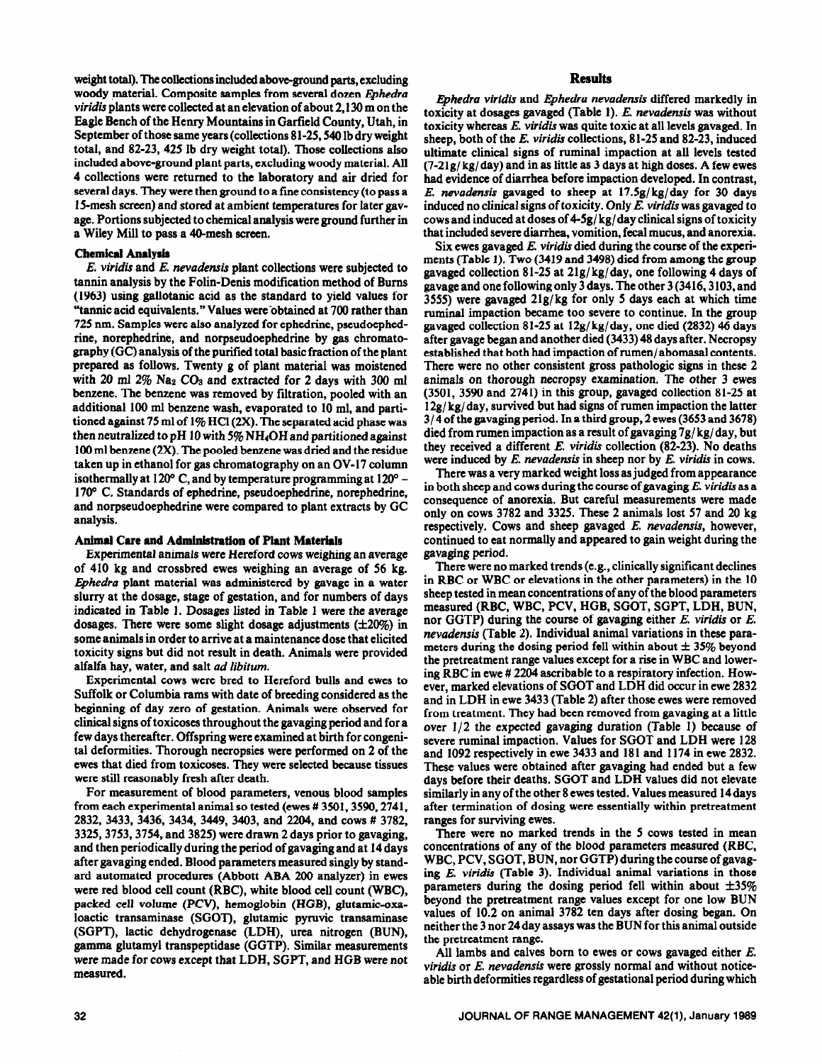weight total). The collections included above-ground parts, excluding woody material. Composite samples from several dozen *Ephedra viridis* plants were collected at an elevation of about 2,130 m on the Eagle Bench of the Henry Mountains in Garfield County, Utah, in September of those same years (collections 81-25, 540 lb dry weight total, and 82-23, 425 lb dry weight total). Those collections also included above-ground plant parts, excluding woody material. All 4 collections were returned to the laboratory and air dried for several days. They were then ground to a fine consistency (to pass a 15-mesh screen) and stored at ambient temperatures for later gavage. Portions subjected to chemical analysis were ground further in a Wiley Mill to pass a 40-mesh screen.

### Chemical Analysis

*E. viridis* and *E. nevadensis* plant collections were subjected to tannin analysis by the Folin-Denis modification method of Burns (1963) using gallotanic acid as the standard to yield values for "tannic acid equivalents." Values were obtained at 700 rather than 725 nm. Samples were also analyzed for ephedrine, pseudoephedrine, norephedrine, and norpseudoephedrine by gas chromatography (GC) analysis of the purified total basic fraction of the plant prepared as follows. Twenty g of plant material was moistened with 20 ml 2% $Na_2CO_3$ and extracted for 2 days with 300 ml benzene. The benzene was removed by filtration, pooled with an additional 100 ml benzene wash, evaporated to 10 ml, and partitioned against 75 ml of 1% HCl (2X). The separated acid phase was then neutralized to pH 10 with 5% $NH_4OH$ and partitioned against 100 ml benzene (2X). The pooled benzene was dried and the residue taken up in ethanol for gas chromatography on an OV-17 column isothermally at 120° C, and by temperature programming at 120° – 170° C. Standards of ephedrine, pseudoephedrine, norephedrine, and norpseudoephedrine were compared to plant extracts by GC analysis.

### Animal Care and Administration of Plant Materials

Experimental animals were Hereford cows weighing an average of 410 kg and crossbred ewes weighing an average of 56 kg. *Ephedra* plant material was administered by gavage in a water slurry at the dosage, stage of gestation, and for numbers of days indicated in Table 1. Dosages listed in Table 1 were the average dosages. There were some slight dosage adjustments (±20%) in some animals in order to arrive at a maintenance dose that elicited toxicity signs but did not result in death. Animals were provided alfalfa hay, water, and salt *ad libitum*.

Experimental cows were bred to Hereford bulls and ewes to Suffolk or Columbia rams with date of breeding considered as the beginning of day zero of gestation. Animals were observed for clinical signs of toxicoses throughout the gavaging period and for a few days thereafter. Offspring were examined at birth for congenital deformities. Thorough necropsies were performed on 2 of the ewes that died from toxicoses. They were selected because tissues were still reasonably fresh after death.

For measurement of blood parameters, venous blood samples from each experimental animal so tested (ewes # 3501, 3590, 2741, 2832, 3433, 3436, 3434, 3449, 3403, and 2204, and cows # 3782, 3325, 3753, 3754, and 3825) were drawn 2 days prior to gavaging, and then periodically during the period of gavaging and at 14 days after gavaging ended. Blood parameters measured singly by standard automated procedures (Abbott ABA 200 analyzer) in ewes were red blood cell count (RBC), white blood cell count (WBC), packed cell volume (PCV), hemoglobin (HGB), glutamic-oxaloactic transaminase (SGOT), glutamic pyruvic transaminase (SGPT), lactic dehydrogenase (LDH), urea nitrogen (BUN), gamma glutamyl transpeptidase (GGTP). Similar measurements were made for cows except that LDH, SGPT, and HGB were not measured.

## Results

*Ephedra viridis* and *Ephedra nevadensis* differed markedly in toxicity at dosages gavaged (Table 1). *E. nevadensis* was without toxicity whereas *E. viridis* was quite toxic at all levels gavaged. In sheep, both of the *E. viridis* collections, 81-25 and 82-23, induced ultimate clinical signs of ruminal impaction at all levels tested (7-21g/kg/day) and in as little as 3 days at high doses. A few ewes had evidence of diarrhea before impaction developed. In contrast, *E. nevadensis* gavaged to sheep at 17.5g/kg/day for 30 days induced no clinical signs of toxicity. Only *E. viridis* was gavaged to cows and induced at doses of 4-5g/kg/day clinical signs of toxicity that included severe diarrhea, vomition, fecal mucus, and anorexia.

Six ewes gavaged *E. viridis* died during the course of the experiments (Table 1). Two (3419 and 3498) died from among the group gavaged collection 81-25 at 21g/kg/day, one following 4 days of gavage and one following only 3 days. The other 3 (3416, 3103, and 3555) were gavaged 21g/kg for only 5 days each at which time ruminal impaction became too severe to continue. In the group gavaged collection 81-25 at 12g/kg/day, one died (2832) 46 days after gavage began and another died (3433) 48 days after. Necropsy established that both had impaction of rumen/abomasal contents. There were no other consistent gross pathologic signs in these 2 animals on thorough necropsy examination. The other 3 ewes (3501, 3590 and 2741) in this group, gavaged collection 81-25 at 12g/kg/day, survived but had signs of rumen impaction the latter 3/4 of the gavaging period. In a third group, 2 ewes (3653 and 3678) died from rumen impaction as a result of gavaging 7g/kg/day, but they received a different *E. viridis* collection (82-23). No deaths were induced by *E. nevadensis* in sheep nor by *E. viridis* in cows.

There was a very marked weight loss as judged from appearance in both sheep and cows during the course of gavaging *E. viridis* as a consequence of anorexia. But careful measurements were made only on cows 3782 and 3325. These 2 animals lost 57 and 20 kg respectively. Cows and sheep gavaged *E. nevadensis*, however, continued to eat normally and appeared to gain weight during the gavaging period.

There were no marked trends (e.g., clinically significant declines in RBC or WBC or elevations in the other parameters) in the 10 sheep tested in mean concentrations of any of the blood parameters measured (RBC, WBC, PCV, HGB, SGOT, SGPT, LDH, BUN, nor GGTP) during the course of gavaging either *E. viridis* or *E. nevadensis* (Table 2). Individual animal variations in these parameters during the dosing period fell within about ± 35% beyond the pretreatment range values except for a rise in WBC and lowering RBC in ewe # 2204 ascribable to a respiratory infection. However, marked elevations of SGOT and LDH did occur in ewe 2832 and in LDH in ewe 3433 (Table 2) after those ewes were removed from treatment. They had been removed from gavaging at a little over 1/2 the expected gavaging duration (Table 1) because of severe ruminal impaction. Values for SGOT and LDH were 128 and 1092 respectively in ewe 3433 and 181 and 1174 in ewe 2832. These values were obtained after gavaging had ended but a few days before their deaths. SGOT and LDH values did not elevate similarly in any of the other 8 ewes tested. Values measured 14 days after termination of dosing were essentially within pretreatment ranges for surviving ewes.

There were no marked trends in the 5 cows tested in mean concentrations of any of the blood parameters measured (RBC, WBC, PCV, SGOT, BUN, nor GGTP) during the course of gavaging *E. viridis* (Table 3). Individual animal variations in those parameters during the dosing period fell within about ±35% beyond the pretreatment range values except for one low BUN values of 10.2 on animal 3782 ten days after dosing began. On neither the 3 nor 24 day assays was the BUN for this animal outside the pretreatment range.

All lambs and calves born to ewes or cows gavaged either *E. viridis* or *E. nevadensis* were grossly normal and without noticeable birth deformities regardless of gestational period during which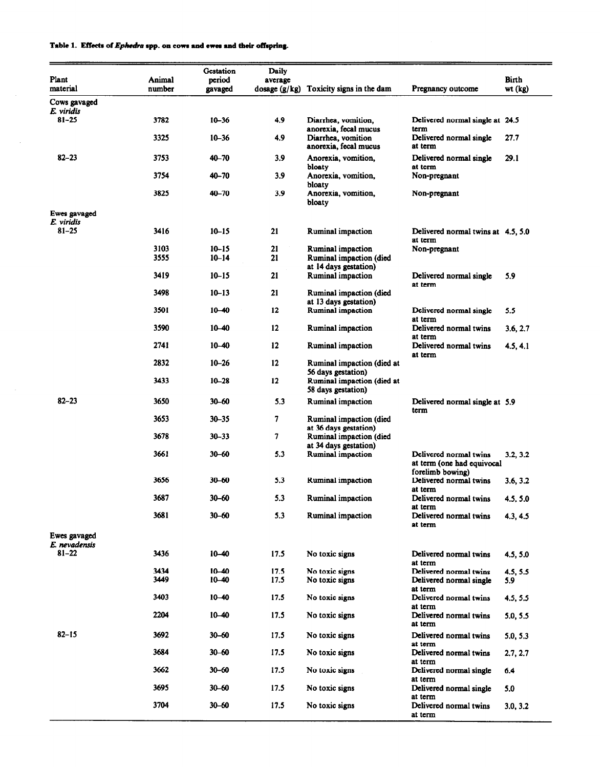**Table 1. Effects of *Ephedra* spp. on cows and ewes and their offspring.**

| Plant material | Animal number | Gestation period gavaged | Daily average dosage (g/kg) | Toxicity signs in the dam | Pregnancy outcome | Birth wt (kg) |
|---|---|---|---|---|---|---|
| Cows gavaged *E. viridis* | | | | | | |
| 81–25 | 3782 | 10–36 | 4.9 | Diarrhea, vomition, anorexia, fecal mucus | Delivered normal single at term | 24.5 |
| | 3325 | 10–36 | 4.9 | Diarrhea, vomition anorexia, fecal mucus | Delivered normal single at term | 27.7 |
| 82–23 | 3753 | 40–70 | 3.9 | Anorexia, vomition, bloaty | Delivered normal single at term | 29.1 |
| | 3754 | 40–70 | 3.9 | Anorexia, vomition, bloaty | Non-pregnant | |
| | 3825 | 40–70 | 3.9 | Anorexia, vomition, bloaty | Non-pregnant | |
| Ewes gavaged *E. viridis* | | | | | | |
| 81–25 | 3416 | 10–15 | 21 | Ruminal impaction | Delivered normal twins at at term | 4.5, 5.0 |
| | 3103 | 10–15 | 21 | Ruminal impaction | Non-pregnant | |
| | 3555 | 10–14 | 21 | Ruminal impaction (died at 14 days gestation) | | |
| | 3419 | 10–15 | 21 | Ruminal impaction | Delivered normal single at term | 5.9 |
| | 3498 | 10–13 | 21 | Ruminal impaction (died at 13 days gestation) | | |
| | 3501 | 10–40 | 12 | Ruminal impaction | Delivered normal single at term | 5.5 |
| | 3590 | 10–40 | 12 | Ruminal impaction | Delivered normal twins at term | 3.6, 2.7 |
| | 2741 | 10–40 | 12 | Ruminal impaction | Delivered normal twins at term | 4.5, 4.1 |
| | 2832 | 10–26 | 12 | Ruminal impaction (died at 56 days gestation) | | |
| | 3433 | 10–28 | 12 | Ruminal impaction (died at 58 days gestation) | | |
| 82–23 | 3650 | 30–60 | 5.3 | Ruminal impaction | Delivered normal single at term | 5.9 |
| | 3653 | 30–35 | 7 | Ruminal impaction (died at 36 days gestation) | | |
| | 3678 | 30–33 | 7 | Ruminal impaction (died at 34 days gestation) | | |
| | 3661 | 30–60 | 5.3 | Ruminal impaction | Delivered normal twins at term (one had equivocal forelimb bowing) | 3.2, 3.2 |
| | 3656 | 30–60 | 5.3 | Ruminal impaction | Delivered normal twins at term | 3.6, 3.2 |
| | 3687 | 30–60 | 5.3 | Ruminal impaction | Delivered normal twins at term | 4.5, 5.0 |
| | 3681 | 30–60 | 5.3 | Ruminal impaction | Delivered normal twins at term | 4.3, 4.5 |
| Ewes gavaged *E. nevadensis* | | | | | | |
| 81–22 | 3436 | 10–40 | 17.5 | No toxic signs | Delivered normal twins at term | 4.5, 5.0 |
| | 3434 | 10–40 | 17.5 | No toxic signs | Delivered normal twins | 4.5, 5.5 |
| | 3449 | 10–40 | 17.5 | No toxic signs | Delivered normal single at term | 5.9 |
| | 3403 | 10–40 | 17.5 | No toxic signs | Delivered normal twins at term | 4.5, 5.5 |
| | 2204 | 10–40 | 17.5 | No toxic signs | Delivered normal twins at term | 5.0, 5.5 |
| 82–15 | 3692 | 30–60 | 17.5 | No toxic signs | Delivered normal twins at term | 5.0, 5.3 |
| | 3684 | 30–60 | 17.5 | No toxic signs | Delivered normal twins at term | 2.7, 2.7 |
| | 3662 | 30–60 | 17.5 | No toxic signs | Delivered normal single at term | 6.4 |
| | 3695 | 30–60 | 17.5 | No toxic signs | Delivered normal single at term | 5.0 |
| | 3704 | 30–60 | 17.5 | No toxic signs | Delivered normal twins at term | 3.0, 3.2 |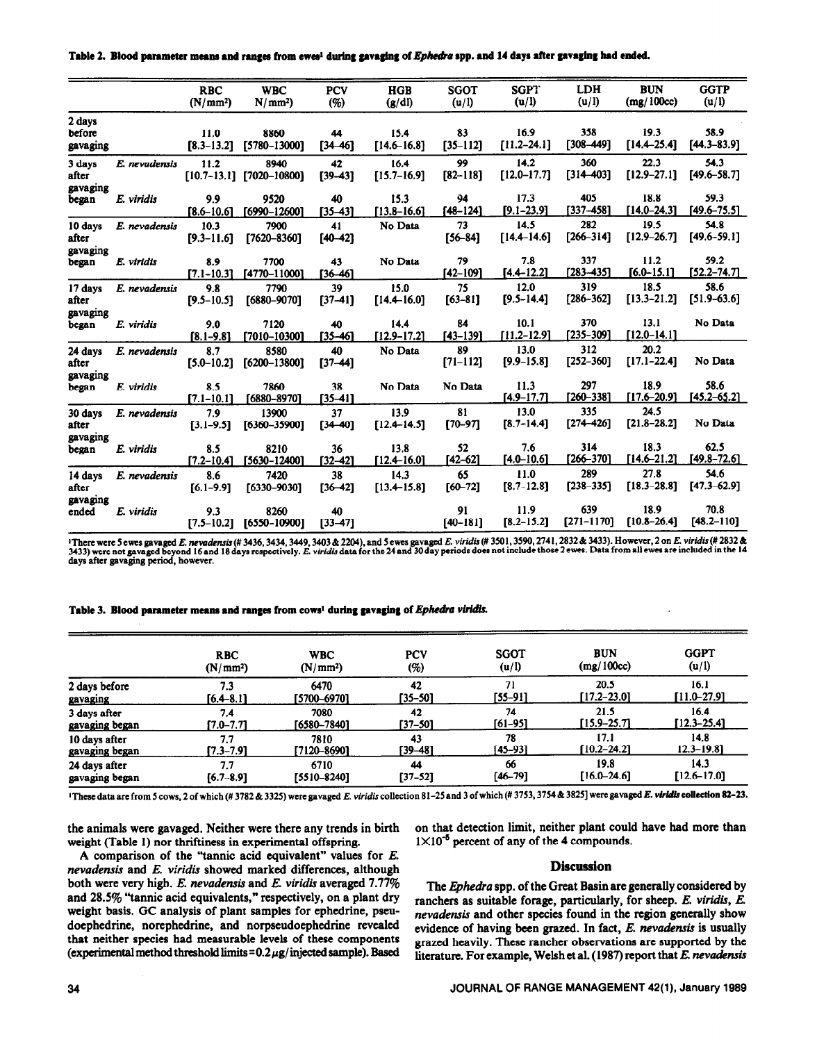**Table 2. Blood parameter means and ranges from ewes[1] during gavaging of *Ephedra* spp. and 14 days after gavaging had ended.**

| | | RBC (N/mm²) | WBC N/mm²) | PCV (%) | HGB (g/dl) | SGOT (u/l) | SGPT (u/l) | LDH (u/l) | BUN (mg/100cc) | GGTP (u/l) |
|---|---|---|---|---|---|---|---|---|---|---|
| 2 days before gavaging | | 11.0 [8.3–13.2] | 8860 [5780–13000] | 44 [34–46] | 15.4 [14.6–16.8] | 83 [35–112] | 16.9 [11.2–24.1] | 358 [308–449] | 19.3 [14.4–25.4] | 58.9 [44.3–83.9] |
| 3 days after gavaging began | *E. nevadensis* | 11.2 [10.7–13.1] | 8940 [7020–10800] | 42 [39–43] | 16.4 [15.7–16.9] | 99 [82–118] | 14.2 [12.0–17.7] | 360 [314–403] | 22.3 [12.9–27.1] | 54.3 [49.6–58.7] |
| | *E. viridis* | 9.9 [8.6–10.6] | 9520 [6990–12600] | 40 [35–43] | 15.3 [13.8–16.6] | 94 [48–124] | 17.3 [9.1–23.9] | 405 [337–458] | 18.8 [14.0–24.3] | 59.3 [49.6–75.5] |
| 10 days after gavaging began | *E. nevadensis* | 10.3 [9.3–11.6] | 7900 [7620–8360] | 41 [40–42] | No Data | 73 [56–84] | 14.5 [14.4–14.6] | 282 [266–314] | 19.5 [12.9–26.7] | 54.8 [49.6–59.1] |
| | *E. viridis* | 8.9 [7.1–10.3] | 7700 [4770–11000] | 43 [36–46] | No Data | 79 [42–109] | 7.8 [4.4–12.2] | 337 [283–435] | 11.2 [6.0–15.1] | 59.2 [52.2–74.7] |
| 17 days after gavaging began | *E. nevadensis* | 9.8 [9.5–10.5] | 7790 [6880–9070] | 39 [37–41] | 15.0 [14.4–16.0] | 75 [63–81] | 12.0 [9.5–14.4] | 319 [286–362] | 18.5 [13.3–21.2] | 58.6 [51.9–63.6] |
| | *E. viridis* | 9.0 [8.1–9.8] | 7120 [7010–10300] | 40 [35–46] | 14.4 [12.9–17.2] | 84 [43–139] | 10.1 [11.2–12.9] | 370 [235–309] | 13.1 [12.0–14.1] | No Data |
| 24 days after gavaging began | *E. nevadensis* | 8.7 [5.0–10.2] | 8580 [6200–13800] | 40 [37–44] | No Data | 89 [71–112] | 13.0 [9.9–15.8] | 312 [252–360] | 20.2 [17.1–22.4] | No Data |
| | *E. viridis* | 8.5 [7.1–10.1] | 7860 [6880–8970] | 38 [35–41] | No Data | No Data | 11.3 [4.9–17.7] | 297 [260–338] | 18.9 [17.6–20.9] | 58.6 [45.2–65.2] |
| 30 days after gavaging began | *E. nevadensis* | 7.9 [3.1–9.5] | 13900 [6360–35900] | 37 [34–40] | 13.9 [12.4–14.5] | 81 [70–97] | 13.0 [8.7–14.4] | 335 [274–426] | 24.5 [21.8–28.2] | No Data |
| | *E. viridis* | 8.5 [7.2–10.4] | 8210 [5630–12400] | 36 [32–42] | 13.8 [12.4–16.0] | 52 [42–62] | 7.6 [4.0–10.6] | 314 [266–370] | 18.3 [14.6–21.2] | 62.5 [49.8–72.6] |
| 14 days after gavaging ended | *E. nevadensis* | 8.6 [6.1–9.9] | 7420 [6330–9030] | 38 [36–42] | 14.3 [13.4–15.8] | 65 [60–72] | 11.0 [8.7–12.8] | 289 [238–335] | 27.8 [18.3–28.8] | 54.6 [47.3–62.9] |
| | *E. viridis* | 9.3 [7.5–10.2] | 8260 [6550–10900] | 40 [33–47] | | 91 [40–181] | 11.9 [8.2–15.2] | 639 [271–1170] | 18.9 [10.8–26.4] | 70.8 [48.2–110] |

[1]There were 5 ewes gavaged *E. nevadensis* (# 3436, 3434, 3449, 3403 & 2204), and 5 ewes gavaged *E. viridis* (# 3501, 3590, 2741, 2832 & 3433). However, 2 on *E. viridis* (# 2832 & 3433) were not gavaged beyond 16 and 18 days respectively. *E. viridis* data for the 24 and 30 day periods does not include those 2 ewes. Data from all ewes are included in the 14 days after gavaging period, however.

**Table 3. Blood parameter means and ranges from cows[1] during gavaging of *Ephedra viridis*.**

| | RBC (N/mm²) | WBC (N/mm²) | PCV (%) | SGOT (u/l) | BUN (mg/100cc) | GGPT (u/l) |
|---|---|---|---|---|---|---|
| 2 days before gavaging | 7.3 [6.4–8.1] | 6470 [5700–6970] | 42 [35–50] | 71 [55–91] | 20.5 [17.2–23.0] | 16.1 [11.0–27.9] |
| 3 days after gavaging began | 7.4 [7.0–7.7] | 7080 [6580–7840] | 42 [37–50] | 74 [61–95] | 21.5 [15.9–25.7] | 16.4 [12.3–25.4] |
| 10 days after gavaging began | 7.7 [7.3–7.9] | 7810 [7120–8690] | 43 [39–48] | 78 [45–93] | 17.1 [10.2–24.2] | 14.8 [12.3–19.8] |
| 24 days after gavaging began | 7.7 [6.7–8.9] | 6710 [5510–8240] | 44 [37–52] | 66 [46–79] | 19.8 [16.0–24.6] | 14.3 [12.6–17.0] |

[1]These data are from 5 cows, 2 of which (# 3782 & 3325) were gavaged *E. viridis* collection 81-25 and 3 of which (# 3753, 3754 & 3825) were gavaged ***E. viridis* collection 82-23.**

the animals were gavaged. Neither were there any trends in birth weight (Table 1) nor thriftiness in experimental offspring.

A comparison of the "tannic acid equivalent" values for *E. nevadensis* and *E. viridis* showed marked differences, although both were very high. *E. nevadensis* and *E. viridis* averaged 7.77% and 28.5% "tannic acid equivalents," respectively, on a plant dry weight basis. GC analysis of plant samples for ephedrine, pseudoephedrine, norephedrine, and norpseudoephedrine revealed that neither species had measurable levels of these components (experimental method threshold limits = 0.2 μg/injected sample). Based on that detection limit, neither plant could have had more than $1\times10^{-5}$ percent of any of the 4 compounds.

## Discussion

The *Ephedra* spp. of the Great Basin are generally considered by ranchers as suitable forage, particularly, for sheep. *E. viridis*, *E. nevadensis* and other species found in the region generally show evidence of having been grazed. In fact, *E. nevadensis* is usually grazed heavily. These rancher observations are supported by the literature. For example, Welsh et al. (1987) report that *E. nevadensis*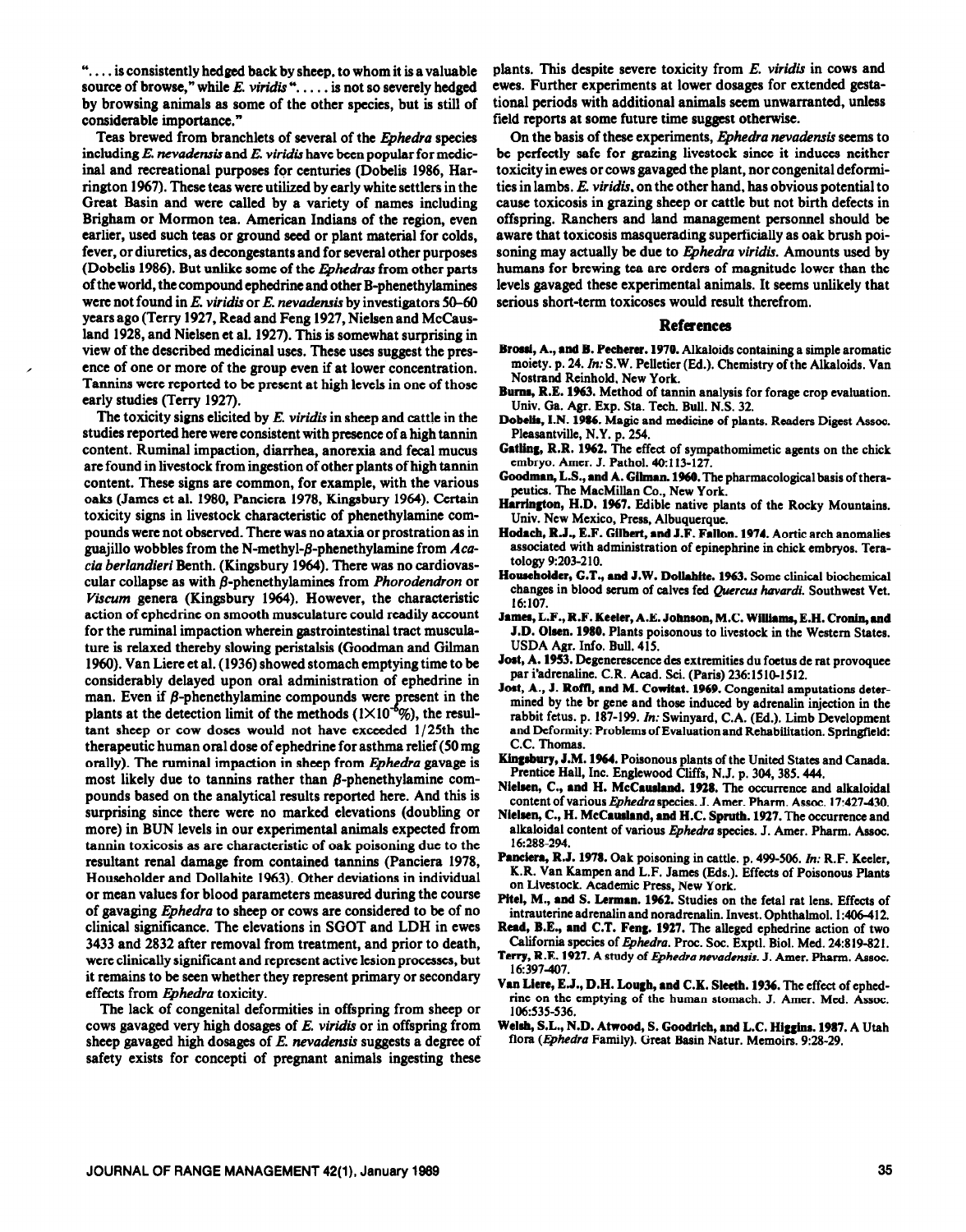". . . . is consistently hedged back by sheep, to whom it is a valuable source of browse," while *E. viridis* ". . . . . is not so severely hedged by browsing animals as some of the other species, but is still of considerable importance."

Teas brewed from branchlets of several of the *Ephedra* species including *E. nevadensis* and *E. viridis* have been popular for medicinal and recreational purposes for centuries (Dobelis 1986, Harrington 1967). These teas were utilized by early white settlers in the Great Basin and were called by a variety of names including Brigham or Mormon tea. American Indians of the region, even earlier, used such teas or ground seed or plant material for colds, fever, or diuretics, as decongestants and for several other purposes (Dobelis 1986). But unlike some of the *Ephedras* from other parts of the world, the compound ephedrine and other B-phenethylamines were not found in *E. viridis* or *E. nevadensis* by investigators 50–60 years ago (Terry 1927, Read and Feng 1927, Nielsen and McCausland 1928, and Nielsen et al. 1927). This is somewhat surprising in view of the described medicinal uses. These uses suggest the presence of one or more of the group even if at lower concentration. Tannins were reported to be present at high levels in one of those early studies (Terry 1927).

The toxicity signs elicited by *E. viridis* in sheep and cattle in the studies reported here were consistent with presence of a high tannin content. Ruminal impaction, diarrhea, anorexia and fecal mucus are found in livestock from ingestion of other plants of high tannin content. These signs are common, for example, with the various oaks (James et al. 1980, Panciera 1978, Kingsbury 1964). Certain toxicity signs in livestock characteristic of phenethylamine compounds were not observed. There was no ataxia or prostration as in guajillo wobbles from the N-methyl-$\beta$-phenethylamine from *Acacia berlandieri* Benth. (Kingsbury 1964). There was no cardiovascular collapse as with $\beta$-phenethylamines from *Phorodendron* or *Viscum* genera (Kingsbury 1964). However, the characteristic action of ephedrine on smooth musculature could readily account for the ruminal impaction wherein gastrointestinal tract musculature is relaxed thereby slowing peristalsis (Goodman and Gilman 1960). Van Liere et al. (1936) showed stomach emptying time to be considerably delayed upon oral administration of ephedrine in man. Even if $\beta$-phenethylamine compounds were present in the plants at the detection limit of the methods ($1 \times 10^{-6}$%), the resultant sheep or cow doses would not have exceeded 1/25th the therapeutic human oral dose of ephedrine for asthma relief (50 mg orally). The ruminal impaction in sheep from *Ephedra* gavage is most likely due to tannins rather than $\beta$-phenethylamine compounds based on the analytical results reported here. And this is surprising since there were no marked elevations (doubling or more) in BUN levels in our experimental animals expected from tannin toxicosis as are characteristic of oak poisoning due to the resultant renal damage from contained tannins (Panciera 1978, Householder and Dollahite 1963). Other deviations in individual or mean values for blood parameters measured during the course of gavaging *Ephedra* to sheep or cows are considered to be of no clinical significance. The elevations in SGOT and LDH in ewes 3433 and 2832 after removal from treatment, and prior to death, were clinically significant and represent active lesion processes, but it remains to be seen whether they represent primary or secondary effects from *Ephedra* toxicity.

The lack of congenital deformities in offspring from sheep or cows gavaged very high dosages of *E. viridis* or in offspring from sheep gavaged high dosages of *E. nevadensis* suggests a degree of safety exists for concepti of pregnant animals ingesting these plants. This despite severe toxicity from *E. viridis* in cows and ewes. Further experiments at lower dosages for extended gestational periods with additional animals seem unwarranted, unless field reports at some future time suggest otherwise.

On the basis of these experiments, *Ephedra nevadensis* seems to be perfectly safe for grazing livestock since it induces neither toxicity in ewes or cows gavaged the plant, nor congenital deformities in lambs. *E. viridis*, on the other hand, has obvious potential to cause toxicosis in grazing sheep or cattle but not birth defects in offspring. Ranchers and land management personnel should be aware that toxicosis masquerading superficially as oak brush poisoning may actually be due to *Ephedra viridis*. Amounts used by humans for brewing tea are orders of magnitude lower than the levels gavaged these experimental animals. It seems unlikely that serious short-term toxicoses would result therefrom.

## References

**Brossi, A., and B. Pecherer. 1970.** Alkaloids containing a simple aromatic moiety. p. 24. *In:* S.W. Pelletier (Ed.). Chemistry of the Alkaloids. Van Nostrand Reinhold, New York.

**Burns, R.E. 1963.** Method of tannin analysis for forage crop evaluation. Univ. Ga. Agr. Exp. Sta. Tech. Bull. N.S. 32.

**Dobelis, I.N. 1986.** Magic and medicine of plants. Readers Digest Assoc. Pleasantville, N.Y. p. 254.

**Gatling, R.R. 1962.** The effect of sympathomimetic agents on the chick embryo. Amer. J. Pathol. 40:113-127.

**Goodman, L.S., and A. Gilman. 1960.** The pharmacological basis of therapeutics. The MacMillan Co., New York.

**Harrington, H.D. 1967.** Edible native plants of the Rocky Mountains. Univ. New Mexico, Press, Albuquerque.

**Hodach, R.J., E.F. Gilbert, and J.F. Fallon. 1974.** Aortic arch anomalies associated with administration of epinephrine in chick embryos. Teratology 9:203-210.

**Householder, G.T., and J.W. Dollahite. 1963.** Some clinical biochemical changes in blood serum of calves fed *Quercus havardi*. Southwest Vet. 16:107.

**James, L.F., R.F. Keeler, A.E. Johnson, M.C. Williams, E.H. Cronin, and J.D. Olsen. 1980.** Plants poisonous to livestock in the Western States. USDA Agr. Info. Bull. 415.

**Jost, A. 1953.** Degenerescence des extremities du foetus de rat provoquee par l'adrenaline. C.R. Acad. Sci. (Paris) 236:1510-1512.

**Jost, A., J. Roffi, and M. Cowitat. 1969.** Congenital amputations determined by the br gene and those induced by adrenalin injection in the rabbit fetus. p. 187-199. *In:* Swinyard, C.A. (Ed.). Limb Development and Deformity: Problems of Evaluation and Rehabilitation. Springfield: C.C. Thomas.

**Kingsbury, J.M. 1964.** Poisonous plants of the United States and Canada. Prentice Hall, Inc. Englewood Cliffs, N.J. p. 304, 385. 444.

**Nielsen, C., and H. McCausland. 1928.** The occurrence and alkaloidal content of various *Ephedra* species. J. Amer. Pharm. Assoc. 17:427-430.

**Nielsen, C., H. McCausland, and H.C. Spruth. 1927.** The occurrence and alkaloidal content of various *Ephedra* species. J. Amer. Pharm. Assoc. 16:288-294.

**Panciera, R.J. 1978.** Oak poisoning in cattle. p. 499-506. *In:* R.F. Keeler, K.R. Van Kampen and L.F. James (Eds.). Effects of Poisonous Plants on Livestock. Academic Press, New York.

**Pitel, M., and S. Lerman. 1962.** Studies on the fetal rat lens. Effects of intrauterine adrenalin and noradrenalin. Invest. Ophthalmol. 1:406-412.

**Read, B.E., and C.T. Feng. 1927.** The alleged ephedrine action of two California species of *Ephedra*. Proc. Soc. Exptl. Biol. Med. 24:819-821.

**Terry, R.E. 1927.** A study of *Ephedra nevadensis*. J. Amer. Pharm. Assoc. 16:397-407.

**Van Liere, E.J., D.H. Lough, and C.K. Sleeth. 1936.** The effect of ephedrine on the emptying of the human stomach. J. Amer. Med. Assoc. 106:535-536.

**Welsh, S.L., N.D. Atwood, S. Goodrich, and L.C. Higgins. 1987.** A Utah flora (*Ephedra* Family). Great Basin Natur. Memoirs. 9:28-29.